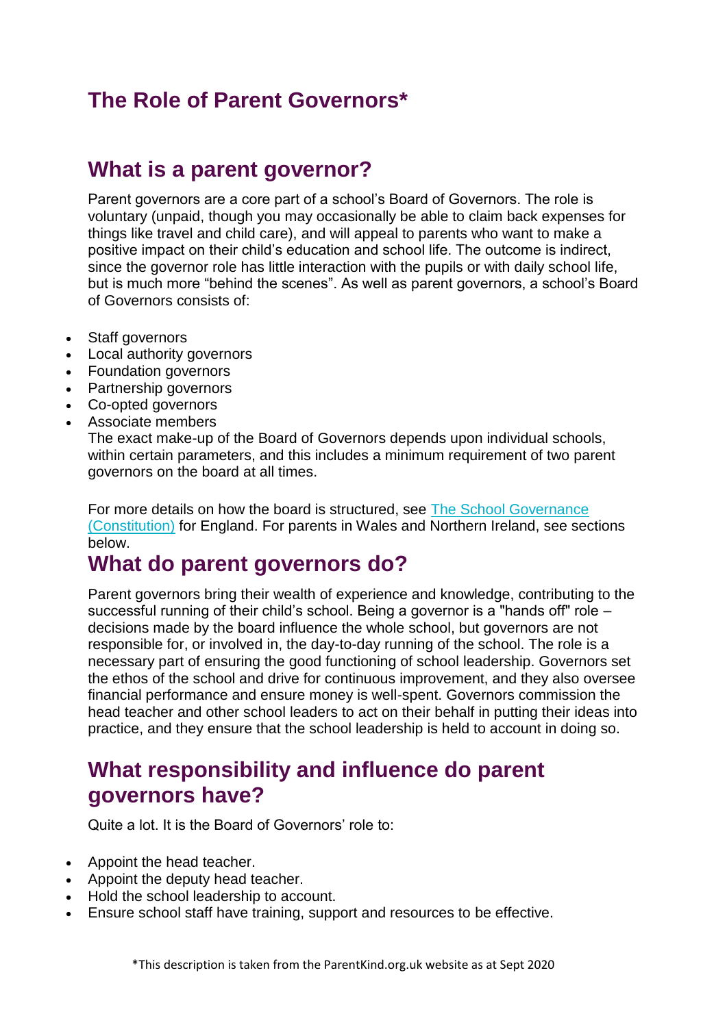# The Role of Parent Governors*

## What is a parent governor?

Parent governors are a core part of a school's Board of Governors. The role is voluntary (unpaid, though you may occasionally be able to claim back expenses for things like travel and child care), and will appeal to parents who want to make a positive impact on their child's education and school life. The outcome is indirect, since the governor role has little interaction with the pupils or with daily school life, but is much more "behind the scenes". As well as parent governors, a school's Board of Governors consists of:

- Staff governors
- Local authority governors
- Foundation governors
- Partnership governors
- Co-opted governors
- Associate members

The exact make-up of the Board of Governors depends upon individual schools, within certain parameters, and this includes a minimum requirement of two parent governors on the board at all times.

For more details on how the board is structured, see The School Governance (Constitution) for England. For parents in Wales and Northern Ireland, see sections below.

## What do parent governors do?

Parent governors bring their wealth of experience and knowledge, contributing to the successful running of their child's school. Being a governor is a "hands off" role – decisions made by the board influence the whole school, but governors are not responsible for, or involved in, the day-to-day running of the school. The role is a necessary part of ensuring the good functioning of school leadership. Governors set the ethos of the school and drive for continuous improvement, and they also oversee financial performance and ensure money is well-spent. Governors commission the head teacher and other school leaders to act on their behalf in putting their ideas into practice, and they ensure that the school leadership is held to account in doing so.

## What responsibility and influence do parent governors have?

Quite a lot. It is the Board of Governors' role to:

- Appoint the head teacher.
- Appoint the deputy head teacher.
- Hold the school leadership to account.
- Ensure school staff have training, support and resources to be effective.

*This description is taken from the ParentKind.org.uk website as at Sept 2020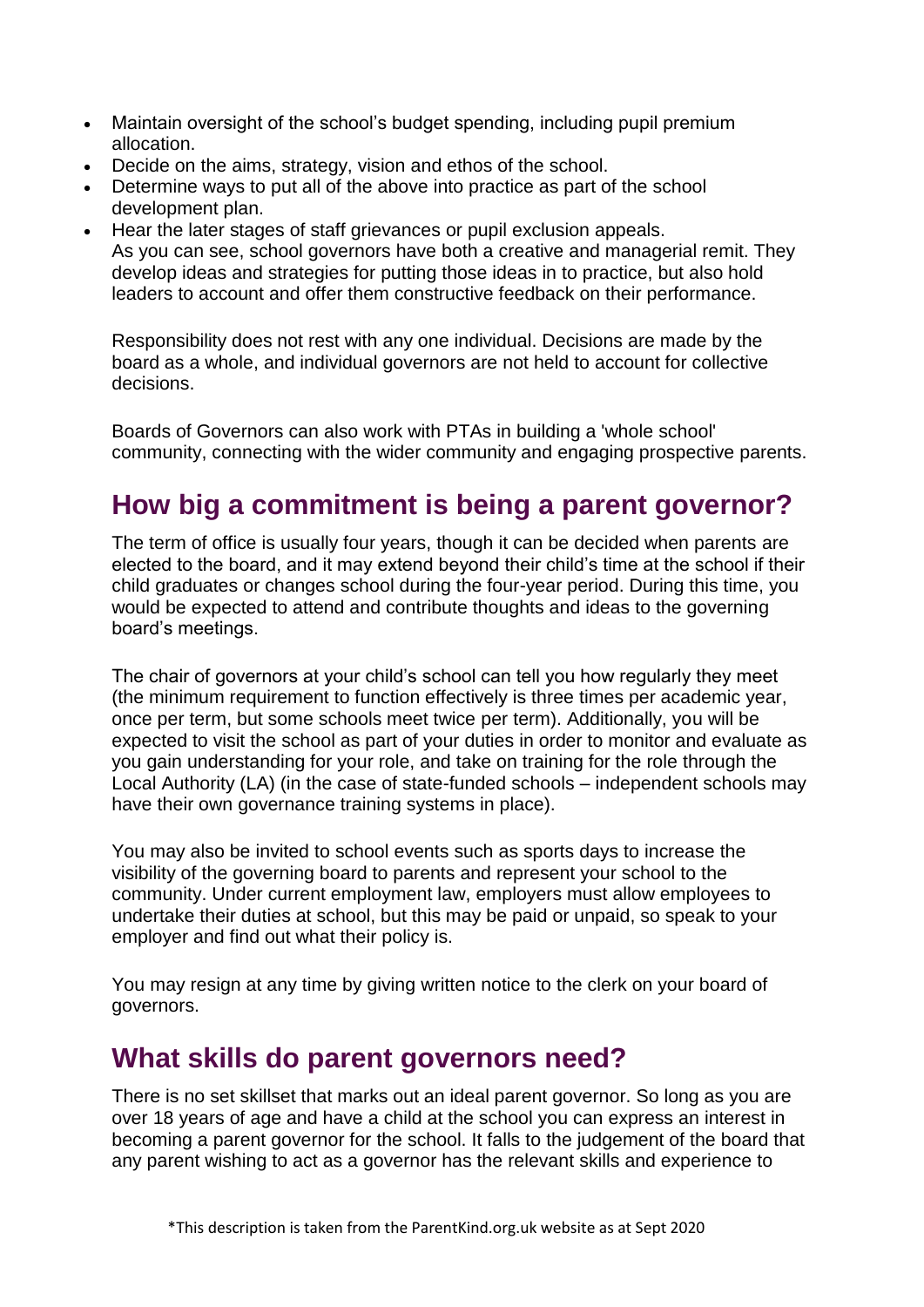- Maintain oversight of the school's budget spending, including pupil premium allocation.
- Decide on the aims, strategy, vision and ethos of the school.
- Determine ways to put all of the above into practice as part of the school development plan.
- Hear the later stages of staff grievances or pupil exclusion appeals.

As you can see, school governors have both a creative and managerial remit. They develop ideas and strategies for putting those ideas in to practice, but also hold leaders to account and offer them constructive feedback on their performance.

Responsibility does not rest with any one individual. Decisions are made by the board as a whole, and individual governors are not held to account for collective decisions.

Boards of Governors can also work with PTAs in building a 'whole school' community, connecting with the wider community and engaging prospective parents.

## How big a commitment is being a parent governor?

The term of office is usually four years, though it can be decided when parents are elected to the board, and it may extend beyond their child's time at the school if their child graduates or changes school during the four-year period. During this time, you would be expected to attend and contribute thoughts and ideas to the governing board's meetings.

The chair of governors at your child's school can tell you how regularly they meet (the minimum requirement to function effectively is three times per academic year, once per term, but some schools meet twice per term). Additionally, you will be expected to visit the school as part of your duties in order to monitor and evaluate as you gain understanding for your role, and take on training for the role through the Local Authority (LA) (in the case of state-funded schools – independent schools may have their own governance training systems in place).

You may also be invited to school events such as sports days to increase the visibility of the governing board to parents and represent your school to the community. Under current employment law, employers must allow employees to undertake their duties at school, but this may be paid or unpaid, so speak to your employer and find out what their policy is.

You may resign at any time by giving written notice to the clerk on your board of governors.

## What skills do parent governors need?

There is no set skillset that marks out an ideal parent governor. So long as you are over 18 years of age and have a child at the school you can express an interest in becoming a parent governor for the school. It falls to the judgement of the board that any parent wishing to act as a governor has the relevant skills and experience to

*This description is taken from the ParentKind.org.uk website as at Sept 2020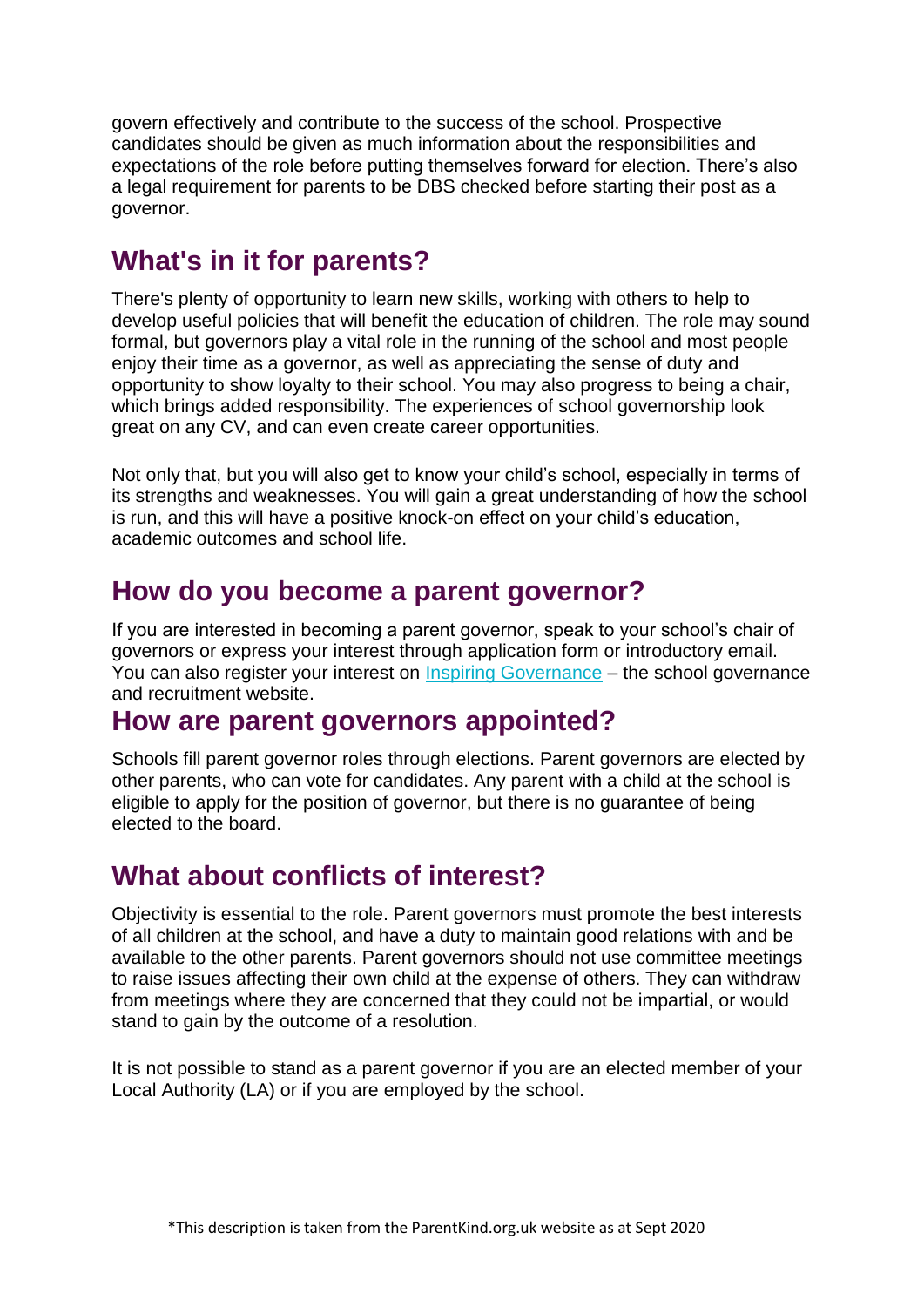govern effectively and contribute to the success of the school. Prospective candidates should be given as much information about the responsibilities and expectations of the role before putting themselves forward for election. There's also a legal requirement for parents to be DBS checked before starting their post as a governor.

## What's in it for parents?

There's plenty of opportunity to learn new skills, working with others to help to develop useful policies that will benefit the education of children. The role may sound formal, but governors play a vital role in the running of the school and most people enjoy their time as a governor, as well as appreciating the sense of duty and opportunity to show loyalty to their school. You may also progress to being a chair, which brings added responsibility. The experiences of school governorship look great on any CV, and can even create career opportunities.

Not only that, but you will also get to know your child's school, especially in terms of its strengths and weaknesses. You will gain a great understanding of how the school is run, and this will have a positive knock-on effect on your child's education, academic outcomes and school life.

## How do you become a parent governor?

If you are interested in becoming a parent governor, speak to your school's chair of governors or express your interest through application form or introductory email. You can also register your interest on [Inspiring Governance]() – the school governance and recruitment website.

## How are parent governors appointed?

Schools fill parent governor roles through elections. Parent governors are elected by other parents, who can vote for candidates. Any parent with a child at the school is eligible to apply for the position of governor, but there is no guarantee of being elected to the board.

## What about conflicts of interest?

Objectivity is essential to the role. Parent governors must promote the best interests of all children at the school, and have a duty to maintain good relations with and be available to the other parents. Parent governors should not use committee meetings to raise issues affecting their own child at the expense of others. They can withdraw from meetings where they are concerned that they could not be impartial, or would stand to gain by the outcome of a resolution.

It is not possible to stand as a parent governor if you are an elected member of your Local Authority (LA) or if you are employed by the school.

*This description is taken from the ParentKind.org.uk website as at Sept 2020